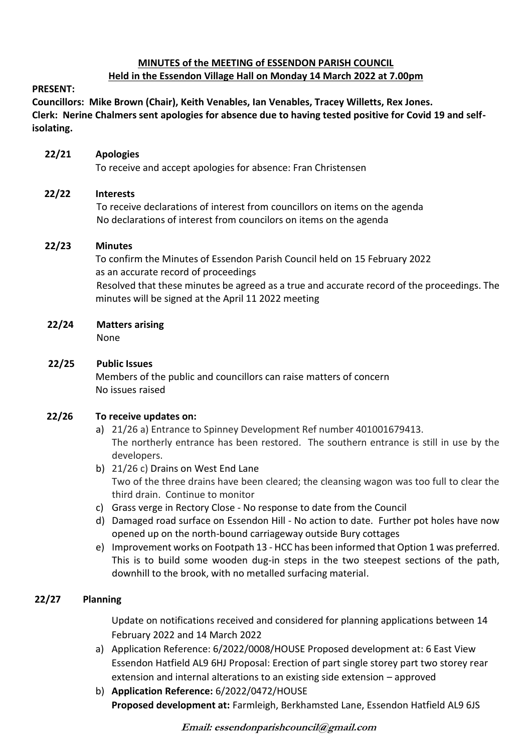**MINUTES of the MEETING of ESSENDON PARISH COUNCIL**
**Held in the Essendon Village Hall on Monday 14 March 2022 at 7.00pm**

**PRESENT:**

**Councillors: Mike Brown (Chair), Keith Venables, Ian Venables, Tracey Willetts, Rex Jones.**
**Clerk: Nerine Chalmers sent apologies for absence due to having tested positive for Covid 19 and self-isolating.**

**22/21 Apologies**

To receive and accept apologies for absence: Fran Christensen

**22/22 Interests**

To receive declarations of interest from councillors on items on the agenda
No declarations of interest from councilors on items on the agenda

**22/23 Minutes**

To confirm the Minutes of Essendon Parish Council held on 15 February 2022 as an accurate record of proceedings
Resolved that these minutes be agreed as a true and accurate record of the proceedings. The minutes will be signed at the April 11 2022 meeting

**22/24 Matters arising**

None

**22/25 Public Issues**

Members of the public and councillors can raise matters of concern
No issues raised

**22/26 To receive updates on:**

a) 21/26 a) Entrance to Spinney Development Ref number 401001679413.
The northerly entrance has been restored. The southern entrance is still in use by the developers.

b) 21/26 c) Drains on West End Lane
Two of the three drains have been cleared; the cleansing wagon was too full to clear the third drain. Continue to monitor

c) Grass verge in Rectory Close - No response to date from the Council

d) Damaged road surface on Essendon Hill - No action to date. Further pot holes have now opened up on the north-bound carriageway outside Bury cottages

e) Improvement works on Footpath 13 - HCC has been informed that Option 1 was preferred. This is to build some wooden dug-in steps in the two steepest sections of the path, downhill to the brook, with no metalled surfacing material.

**22/27 Planning**

Update on notifications received and considered for planning applications between 14 February 2022 and 14 March 2022

a) Application Reference: 6/2022/0008/HOUSE Proposed development at: 6 East View Essendon Hatfield AL9 6HJ Proposal: Erection of part single storey part two storey rear extension and internal alterations to an existing side extension – approved

b) **Application Reference:** 6/2022/0472/HOUSE
**Proposed development at:** Farmleigh, Berkhamsted Lane, Essendon Hatfield AL9 6JS

***Email: essendonparishcouncil@gmail.com***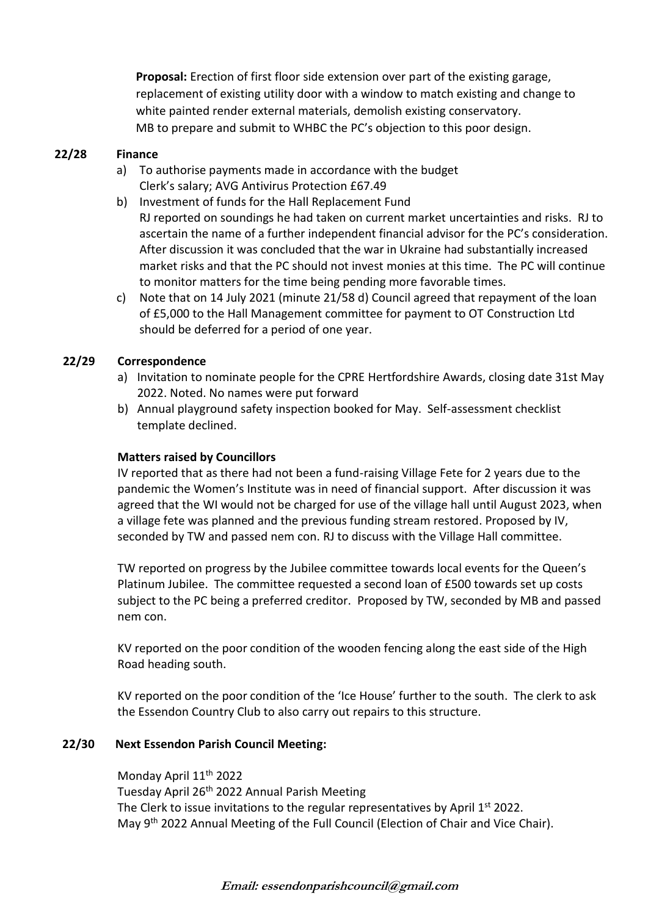**Proposal:** Erection of first floor side extension over part of the existing garage, replacement of existing utility door with a window to match existing and change to white painted render external materials, demolish existing conservatory.
MB to prepare and submit to WHBC the PC's objection to this poor design.

**22/28 Finance**

a) To authorise payments made in accordance with the budget
   Clerk's salary; AVG Antivirus Protection £67.49
b) Investment of funds for the Hall Replacement Fund
   RJ reported on soundings he had taken on current market uncertainties and risks. RJ to ascertain the name of a further independent financial advisor for the PC's consideration. After discussion it was concluded that the war in Ukraine had substantially increased market risks and that the PC should not invest monies at this time. The PC will continue to monitor matters for the time being pending more favorable times.
c) Note that on 14 July 2021 (minute 21/58 d) Council agreed that repayment of the loan of £5,000 to the Hall Management committee for payment to OT Construction Ltd should be deferred for a period of one year.

**22/29 Correspondence**

a) Invitation to nominate people for the CPRE Hertfordshire Awards, closing date 31st May 2022. Noted. No names were put forward
b) Annual playground safety inspection booked for May. Self-assessment checklist template declined.

**Matters raised by Councillors**

IV reported that as there had not been a fund-raising Village Fete for 2 years due to the pandemic the Women's Institute was in need of financial support. After discussion it was agreed that the WI would not be charged for use of the village hall until August 2023, when a village fete was planned and the previous funding stream restored. Proposed by IV, seconded by TW and passed nem con. RJ to discuss with the Village Hall committee.

TW reported on progress by the Jubilee committee towards local events for the Queen's Platinum Jubilee. The committee requested a second loan of £500 towards set up costs subject to the PC being a preferred creditor. Proposed by TW, seconded by MB and passed nem con.

KV reported on the poor condition of the wooden fencing along the east side of the High Road heading south.

KV reported on the poor condition of the 'Ice House' further to the south. The clerk to ask the Essendon Country Club to also carry out repairs to this structure.

**22/30 Next Essendon Parish Council Meeting:**

Monday April 11th 2022
Tuesday April 26th 2022 Annual Parish Meeting
The Clerk to issue invitations to the regular representatives by April 1st 2022.
May 9th 2022 Annual Meeting of the Full Council (Election of Chair and Vice Chair).

***Email: essendonparishcouncil@gmail.com***